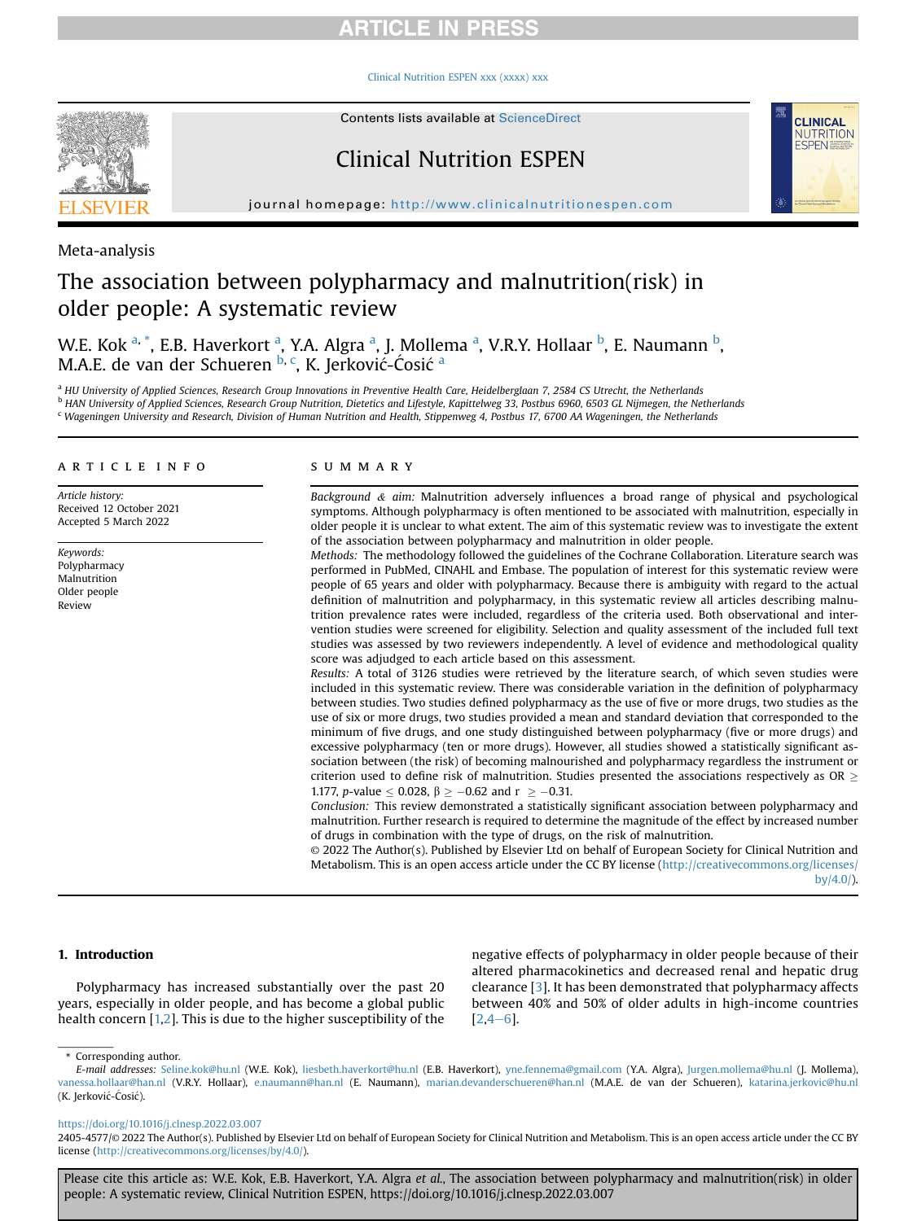Meta-analysis

# The association between polypharmacy and malnutrition(risk) in older people: A systematic review

W.E. Kok [a,*], E.B. Haverkort [a], Y.A. Algra [a], J. Mollema [a], V.R.Y. Hollaar [b], E. Naumann [b], M.A.E. de van der Schueren [b,c], K. Jerković-Ćosić [a]

[a] HU University of Applied Sciences, Research Group Innovations in Preventive Health Care, Heidelberglaan 7, 2584 CS Utrecht, the Netherlands
[b] HAN University of Applied Sciences, Research Group Nutrition, Dietetics and Lifestyle, Kapittelweg 33, Postbus 6960, 6503 GL Nijmegen, the Netherlands
[c] Wageningen University and Research, Division of Human Nutrition and Health, Stippenweg 4, Postbus 17, 6700 AA Wageningen, the Netherlands

**ARTICLE INFO**

*Article history:*
Received 12 October 2021
Accepted 5 March 2022

*Keywords:*
Polypharmacy
Malnutrition
Older people
Review

**SUMMARY**

*Background & aim:* Malnutrition adversely influences a broad range of physical and psychological symptoms. Although polypharmacy is often mentioned to be associated with malnutrition, especially in older people it is unclear to what extent. The aim of this systematic review was to investigate the extent of the association between polypharmacy and malnutrition in older people.

*Methods:* The methodology followed the guidelines of the Cochrane Collaboration. Literature search was performed in PubMed, CINAHL and Embase. The population of interest for this systematic review were people of 65 years and older with polypharmacy. Because there is ambiguity with regard to the actual definition of malnutrition and polypharmacy, in this systematic review all articles describing malnutrition prevalence rates were included, regardless of the criteria used. Both observational and intervention studies were screened for eligibility. Selection and quality assessment of the included full text studies was assessed by two reviewers independently. A level of evidence and methodological quality score was adjudged to each article based on this assessment.

*Results:* A total of 3126 studies were retrieved by the literature search, of which seven studies were included in this systematic review. There was considerable variation in the definition of polypharmacy between studies. Two studies defined polypharmacy as the use of five or more drugs, two studies as the use of six or more drugs, two studies provided a mean and standard deviation that corresponded to the minimum of five drugs, and one study distinguished between polypharmacy (five or more drugs) and excessive polypharmacy (ten or more drugs). However, all studies showed a statistically significant association between (the risk) of becoming malnourished and polypharmacy regardless the instrument or criterion used to define risk of malnutrition. Studies presented the associations respectively as OR $\geq$ 1.177, $p$-value $\leq$ 0.028, $\beta \geq -0.62$ and r $\geq -0.31$.

*Conclusion:* This review demonstrated a statistically significant association between polypharmacy and malnutrition. Further research is required to determine the magnitude of the effect by increased number of drugs in combination with the type of drugs, on the risk of malnutrition.

© 2022 The Author(s). Published by Elsevier Ltd on behalf of European Society for Clinical Nutrition and Metabolism. This is an open access article under the CC BY license (http://creativecommons.org/licenses/by/4.0/).

## 1. Introduction

Polypharmacy has increased substantially over the past 20 years, especially in older people, and has become a global public health concern [1,2]. This is due to the higher susceptibility of the negative effects of polypharmacy in older people because of their altered pharmacokinetics and decreased renal and hepatic drug clearance [3]. It has been demonstrated that polypharmacy affects between 40% and 50% of older adults in high-income countries [2,4–6].

* Corresponding author.
*E-mail addresses:* Seline.kok@hu.nl (W.E. Kok), liesbeth.haverkort@hu.nl (E.B. Haverkort), yne.fennema@gmail.com (Y.A. Algra), Jurgen.mollema@hu.nl (J. Mollema), vanessa.hollaar@han.nl (V.R.Y. Hollaar), e.naumann@han.nl (E. Naumann), marian.devanderschueren@han.nl (M.A.E. de van der Schueren), katarina.jerkovic@hu.nl (K. Jerković-Ćosić).

https://doi.org/10.1016/j.clnesp.2022.03.007
2405-4577/© 2022 The Author(s). Published by Elsevier Ltd on behalf of European Society for Clinical Nutrition and Metabolism. This is an open access article under the CC BY license (http://creativecommons.org/licenses/by/4.0/).

Please cite this article as: W.E. Kok, E.B. Haverkort, Y.A. Algra *et al.*, The association between polypharmacy and malnutrition(risk) in older people: A systematic review, Clinical Nutrition ESPEN, https://doi.org/10.1016/j.clnesp.2022.03.007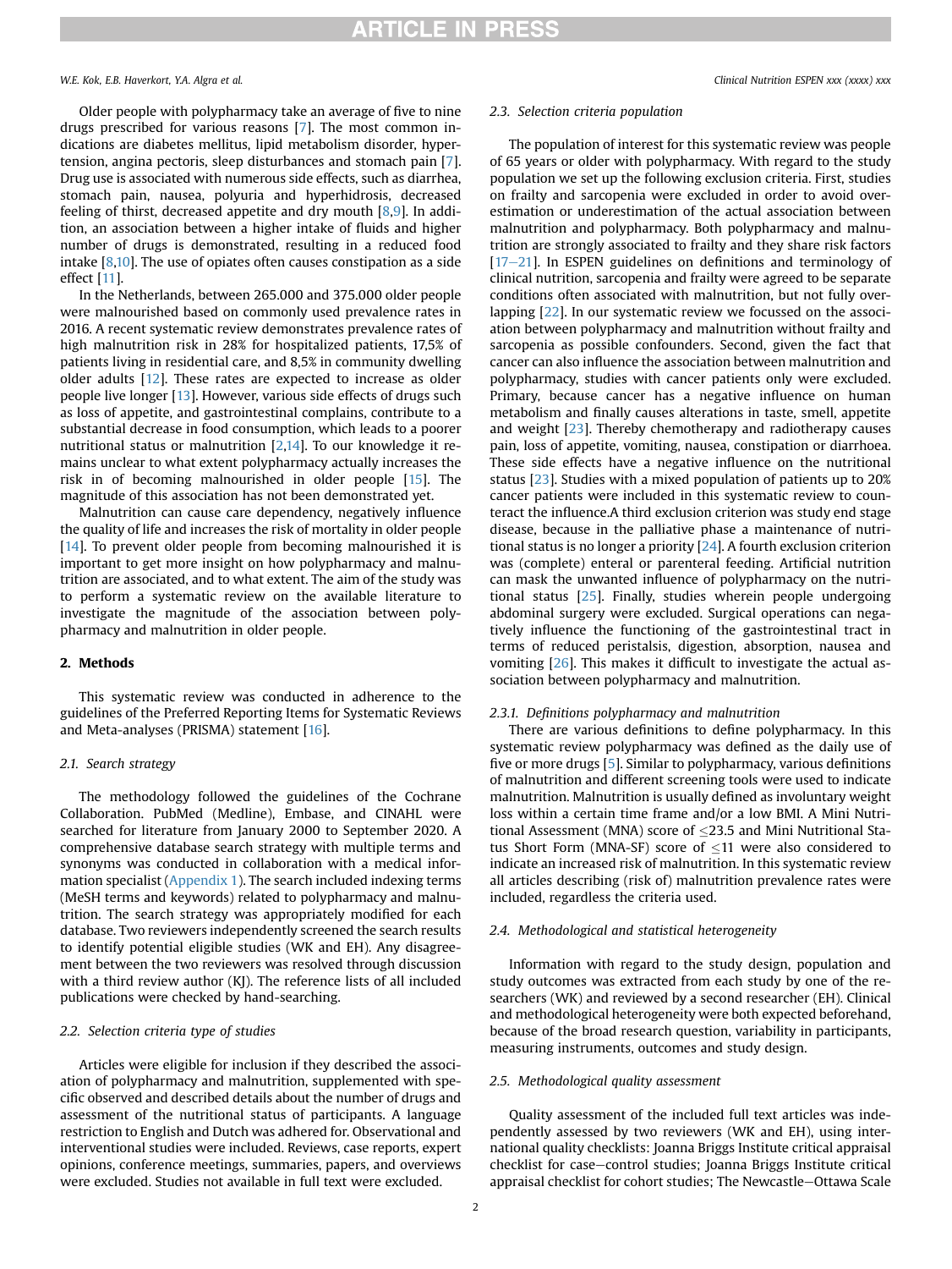Older people with polypharmacy take an average of five to nine drugs prescribed for various reasons [7]. The most common indications are diabetes mellitus, lipid metabolism disorder, hypertension, angina pectoris, sleep disturbances and stomach pain [7]. Drug use is associated with numerous side effects, such as diarrhea, stomach pain, nausea, polyuria and hyperhidrosis, decreased feeling of thirst, decreased appetite and dry mouth [8,9]. In addition, an association between a higher intake of fluids and higher number of drugs is demonstrated, resulting in a reduced food intake [8,10]. The use of opiates often causes constipation as a side effect [11].

In the Netherlands, between 265.000 and 375.000 older people were malnourished based on commonly used prevalence rates in 2016. A recent systematic review demonstrates prevalence rates of high malnutrition risk in 28% for hospitalized patients, 17,5% of patients living in residential care, and 8,5% in community dwelling older adults [12]. These rates are expected to increase as older people live longer [13]. However, various side effects of drugs such as loss of appetite, and gastrointestinal complains, contribute to a substantial decrease in food consumption, which leads to a poorer nutritional status or malnutrition [2,14]. To our knowledge it remains unclear to what extent polypharmacy actually increases the risk in of becoming malnourished in older people [15]. The magnitude of this association has not been demonstrated yet.

Malnutrition can cause care dependency, negatively influence the quality of life and increases the risk of mortality in older people [14]. To prevent older people from becoming malnourished it is important to get more insight on how polypharmacy and malnutrition are associated, and to what extent. The aim of the study was to perform a systematic review on the available literature to investigate the magnitude of the association between polypharmacy and malnutrition in older people.

## 2. Methods

This systematic review was conducted in adherence to the guidelines of the Preferred Reporting Items for Systematic Reviews and Meta-analyses (PRISMA) statement [16].

### 2.1. Search strategy

The methodology followed the guidelines of the Cochrane Collaboration. PubMed (Medline), Embase, and CINAHL were searched for literature from January 2000 to September 2020. A comprehensive database search strategy with multiple terms and synonyms was conducted in collaboration with a medical information specialist (Appendix 1). The search included indexing terms (MeSH terms and keywords) related to polypharmacy and malnutrition. The search strategy was appropriately modified for each database. Two reviewers independently screened the search results to identify potential eligible studies (WK and EH). Any disagreement between the two reviewers was resolved through discussion with a third review author (KJ). The reference lists of all included publications were checked by hand-searching.

### 2.2. Selection criteria type of studies

Articles were eligible for inclusion if they described the association of polypharmacy and malnutrition, supplemented with specific observed and described details about the number of drugs and assessment of the nutritional status of participants. A language restriction to English and Dutch was adhered for. Observational and interventional studies were included. Reviews, case reports, expert opinions, conference meetings, summaries, papers, and overviews were excluded. Studies not available in full text were excluded.

### 2.3. Selection criteria population

The population of interest for this systematic review was people of 65 years or older with polypharmacy. With regard to the study population we set up the following exclusion criteria. First, studies on frailty and sarcopenia were excluded in order to avoid overestimation or underestimation of the actual association between malnutrition and polypharmacy. Both polypharmacy and malnutrition are strongly associated to frailty and they share risk factors [17–21]. In ESPEN guidelines on definitions and terminology of clinical nutrition, sarcopenia and frailty were agreed to be separate conditions often associated with malnutrition, but not fully overlapping [22]. In our systematic review we focussed on the association between polypharmacy and malnutrition without frailty and sarcopenia as possible confounders. Second, given the fact that cancer can also influence the association between malnutrition and polypharmacy, studies with cancer patients only were excluded. Primary, because cancer has a negative influence on human metabolism and finally causes alterations in taste, smell, appetite and weight [23]. Thereby chemotherapy and radiotherapy causes pain, loss of appetite, vomiting, nausea, constipation or diarrhoea. These side effects have a negative influence on the nutritional status [23]. Studies with a mixed population of patients up to 20% cancer patients were included in this systematic review to counteract the influence.A third exclusion criterion was study end stage disease, because in the palliative phase a maintenance of nutritional status is no longer a priority [24]. A fourth exclusion criterion was (complete) enteral or parenteral feeding. Artificial nutrition can mask the unwanted influence of polypharmacy on the nutritional status [25]. Finally, studies wherein people undergoing abdominal surgery were excluded. Surgical operations can negatively influence the functioning of the gastrointestinal tract in terms of reduced peristalsis, digestion, absorption, nausea and vomiting [26]. This makes it difficult to investigate the actual association between polypharmacy and malnutrition.

#### 2.3.1. Definitions polypharmacy and malnutrition

There are various definitions to define polypharmacy. In this systematic review polypharmacy was defined as the daily use of five or more drugs [5]. Similar to polypharmacy, various definitions of malnutrition and different screening tools were used to indicate malnutrition. Malnutrition is usually defined as involuntary weight loss within a certain time frame and/or a low BMI. A Mini Nutritional Assessment (MNA) score of $\leq$23.5 and Mini Nutritional Status Short Form (MNA-SF) score of $\leq$11 were also considered to indicate an increased risk of malnutrition. In this systematic review all articles describing (risk of) malnutrition prevalence rates were included, regardless the criteria used.

### 2.4. Methodological and statistical heterogeneity

Information with regard to the study design, population and study outcomes was extracted from each study by one of the researchers (WK) and reviewed by a second researcher (EH). Clinical and methodological heterogeneity were both expected beforehand, because of the broad research question, variability in participants, measuring instruments, outcomes and study design.

### 2.5. Methodological quality assessment

Quality assessment of the included full text articles was independently assessed by two reviewers (WK and EH), using international quality checklists: Joanna Briggs Institute critical appraisal checklist for case–control studies; Joanna Briggs Institute critical appraisal checklist for cohort studies; The Newcastle–Ottawa Scale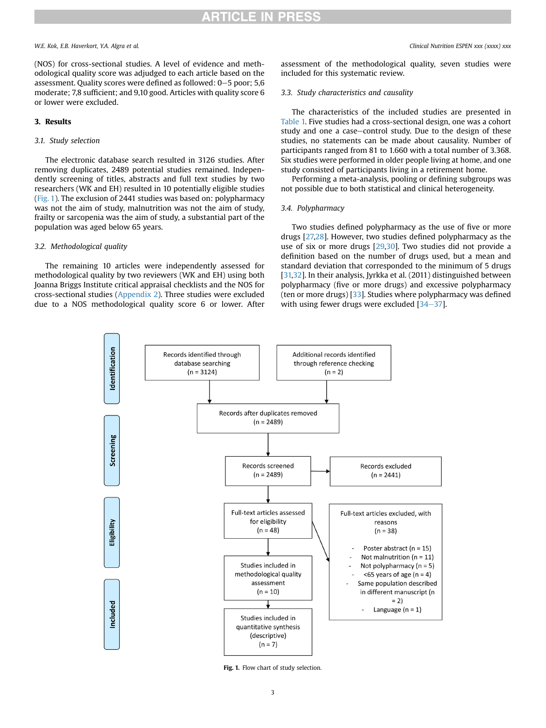(NOS) for cross-sectional studies. A level of evidence and methodological quality score was adjudged to each article based on the assessment. Quality scores were defined as followed: 0–5 poor; 5,6 moderate; 7,8 sufficient; and 9,10 good. Articles with quality score 6 or lower were excluded.

## 3. Results

### 3.1. Study selection

The electronic database search resulted in 3126 studies. After removing duplicates, 2489 potential studies remained. Independently screening of titles, abstracts and full text studies by two researchers (WK and EH) resulted in 10 potentially eligible studies (Fig. 1). The exclusion of 2441 studies was based on: polypharmacy was not the aim of study, malnutrition was not the aim of study, frailty or sarcopenia was the aim of study, a substantial part of the population was aged below 65 years.

### 3.2. Methodological quality

The remaining 10 articles were independently assessed for methodological quality by two reviewers (WK and EH) using both Joanna Briggs Institute critical appraisal checklists and the NOS for cross-sectional studies (Appendix 2). Three studies were excluded due to a NOS methodological quality score 6 or lower. After assessment of the methodological quality, seven studies were included for this systematic review.

### 3.3. Study characteristics and causality

The characteristics of the included studies are presented in Table 1. Five studies had a cross-sectional design, one was a cohort study and one a case–control study. Due to the design of these studies, no statements can be made about causality. Number of participants ranged from 81 to 1.660 with a total number of 3.368. Six studies were performed in older people living at home, and one study consisted of participants living in a retirement home.

Performing a meta-analysis, pooling or defining subgroups was not possible due to both statistical and clinical heterogeneity.

### 3.4. Polypharmacy

Two studies defined polypharmacy as the use of five or more drugs [27,28]. However, two studies defined polypharmacy as the use of six or more drugs [29,30]. Two studies did not provide a definition based on the number of drugs used, but a mean and standard deviation that corresponded to the minimum of 5 drugs [31,32]. In their analysis, Jyrkka et al. (2011) distinguished between polypharmacy (five or more drugs) and excessive polypharmacy (ten or more drugs) [33]. Studies where polypharmacy was defined with using fewer drugs were excluded [34–37].

**Identification**

- Records identified through database searching (n = 3124)
- Additional records identified through reference checking (n = 2)

**Screening**

- Records after duplicates removed (n = 2489)
- Records screened (n = 2489) → Records excluded (n = 2441)

**Eligibility**

- Full-text articles assessed for eligibility (n = 48) → Full-text articles excluded, with reasons (n = 38)
  - Poster abstract (n = 15)
  - Not malnutrition (n = 11)
  - Not polypharmacy (n = 5)
  - <65 years of age (n = 4)
  - Same population described in different manuscript (n = 2)
  - Language (n = 1)
- Studies included in methodological quality assessment (n = 10)

**Included**

- Studies included in quantitative synthesis (descriptive) (n = 7)

**Fig. 1.** Flow chart of study selection.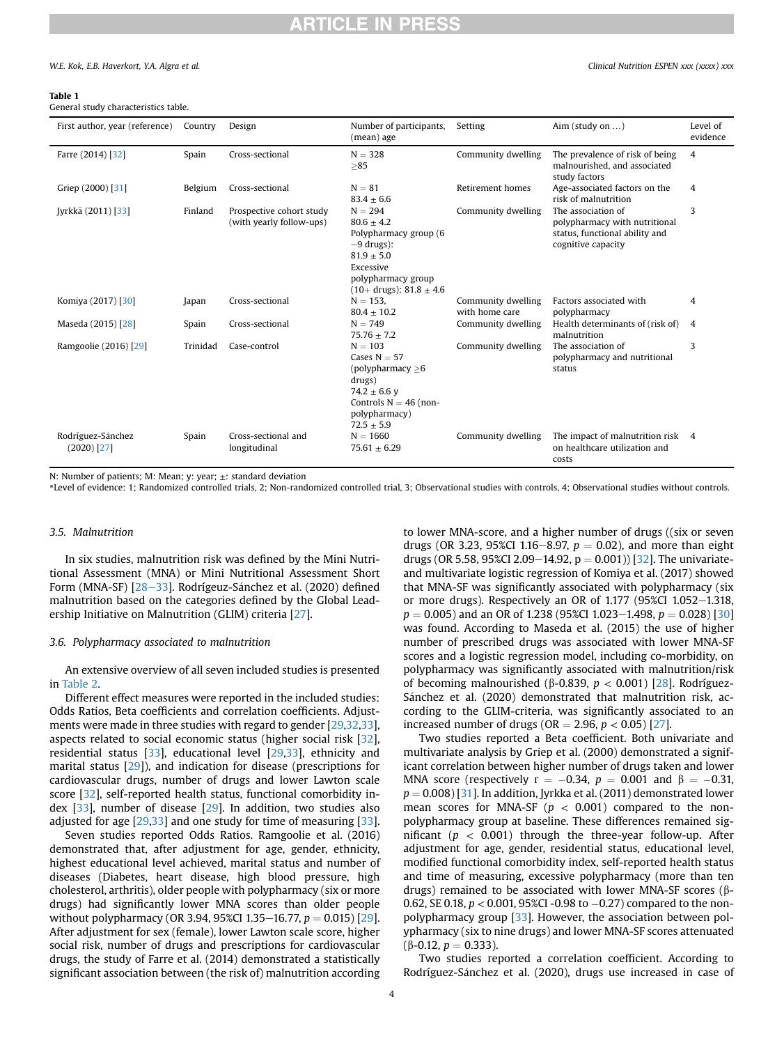**Table 1**
General study characteristics table.

| First author, year (reference) | Country | Design | Number of participants, (mean) age | Setting | Aim (study on …) | Level of evidence |
|---|---|---|---|---|---|---|
| Farre (2014) [32] | Spain | Cross-sectional | N = 328<br>≥85 | Community dwelling | The prevalence of risk of being malnourished, and associated study factors | 4 |
| Griep (2000) [31] | Belgium | Cross-sectional | N = 81<br>83.4 ± 6.6 | Retirement homes | Age-associated factors on the risk of malnutrition | 4 |
| Jyrkkä (2011) [33] | Finland | Prospective cohort study (with yearly follow-ups) | N = 294<br>80.6 ± 4.2<br>Polypharmacy group (6−9 drugs):<br>81.9 ± 5.0<br>Excessive polypharmacy group (10+ drugs): 81.8 ± 4.6 | Community dwelling | The association of polypharmacy with nutritional status, functional ability and cognitive capacity | 3 |
| Komiya (2017) [30] | Japan | Cross-sectional | N = 153,<br>80.4 ± 10.2 | Community dwelling with home care | Factors associated with polypharmacy | 4 |
| Maseda (2015) [28] | Spain | Cross-sectional | N = 749<br>75.76 ± 7.2 | Community dwelling | Health determinants of (risk of) malnutrition | 4 |
| Ramgoolie (2016) [29] | Trinidad | Case-control | N = 103<br>Cases N = 57 (polypharmacy ≥6 drugs)<br>74.2 ± 6.6 y<br>Controls N = 46 (non-polypharmacy)<br>72.5 ± 5.9 | Community dwelling | The association of polypharmacy and nutritional status | 3 |
| Rodríguez-Sánchez (2020) [27] | Spain | Cross-sectional and longitudinal | N = 1660<br>75.61 ± 6.29 | Community dwelling | The impact of malnutrition risk on healthcare utilization and costs | 4 |

N: Number of patients; M: Mean; y: year; ±: standard deviation
*Level of evidence: 1; Randomized controlled trials, 2; Non-randomized controlled trial, 3; Observational studies with controls, 4; Observational studies without controls.

### 3.5. Malnutrition

In six studies, malnutrition risk was defined by the Mini Nutritional Assessment (MNA) or Mini Nutritional Assessment Short Form (MNA-SF) [28−33]. Rodríguez-Sánchez et al. (2020) defined malnutrition based on the categories defined by the Global Leadership Initiative on Malnutrition (GLIM) criteria [27].

### 3.6. Polypharmacy associated to malnutrition

An extensive overview of all seven included studies is presented in Table 2.

Different effect measures were reported in the included studies: Odds Ratios, Beta coefficients and correlation coefficients. Adjustments were made in three studies with regard to gender [29,32,33], aspects related to social economic status (higher social risk [32], residential status [33], educational level [29,33], ethnicity and marital status [29]), and indication for disease (prescriptions for cardiovascular drugs, number of drugs and lower Lawton scale score [32], self-reported health status, functional comorbidity index [33], number of disease [29]). In addition, two studies also adjusted for age [29,33] and one study for time of measuring [33].

Seven studies reported Odds Ratios. Ramgoolie et al. (2016) demonstrated that, after adjustment for age, gender, ethnicity, highest educational level achieved, marital status and number of diseases (Diabetes, heart disease, high blood pressure, high cholesterol, arthritis), older people with polypharmacy (six or more drugs) had significantly lower MNA scores than older people without polypharmacy (OR 3.94, 95%CI 1.35−16.77, $p = 0.015$) [29]. After adjustment for sex (female), lower Lawton scale score, higher social risk, number of drugs and prescriptions for cardiovascular drugs, the study of Farre et al. (2014) demonstrated a statistically significant association between (the risk of) malnutrition according to lower MNA-score, and a higher number of drugs ((six or seven drugs (OR 3.23, 95%CI 1.16−8.97, $p = 0.02$), and more than eight drugs (OR 5.58, 95%CI 2.09−14.92, $p = 0.001$)) [32]. The univariate- and multivariate logistic regression of Komiya et al. (2017) showed that MNA-SF was significantly associated with polypharmacy (six or more drugs). Respectively an OR of 1.177 (95%CI 1.052−1.318, $p = 0.005$) and an OR of 1.238 (95%CI 1.023−1.498, $p = 0.028$) [30] was found. According to Maseda et al. (2015) the use of higher number of prescribed drugs was associated with lower MNA-SF scores and a logistic regression model, including co-morbidity, on polypharmacy was significantly associated with malnutrition/risk of becoming malnourished (β-0.839, $p < 0.001$) [28]. Rodríguez-Sánchez et al. (2020) demonstrated that malnutrition risk, according to the GLIM-criteria, was significantly associated to an increased number of drugs (OR = 2.96, $p < 0.05$) [27].

Two studies reported a Beta coefficient. Both univariate and multivariate analysis by Griep et al. (2000) demonstrated a significant correlation between higher number of drugs taken and lower MNA score (respectively $r = -0.34$, $p = 0.001$ and $\beta = -0.31$, $p = 0.008$) [31]. In addition, Jyrkkä et al. (2011) demonstrated lower mean scores for MNA-SF ($p < 0.001$) compared to the non-polypharmacy group at baseline. These differences remained significant ($p < 0.001$) through the three-year follow-up. After adjustment for age, gender, residential status, educational level, modified functional comorbidity index, self-reported health status and time of measuring, excessive polypharmacy (more than ten drugs) remained to be associated with lower MNA-SF scores (β-0.62, SE 0.18, $p < 0.001$, 95%CI -0.98 to −0.27) compared to the non-polypharmacy group [33]. However, the association between polypharmacy (six to nine drugs) and lower MNA-SF scores attenuated (β-0.12, $p = 0.333$).

Two studies reported a correlation coefficient. According to Rodríguez-Sánchez et al. (2020), drugs use increased in case of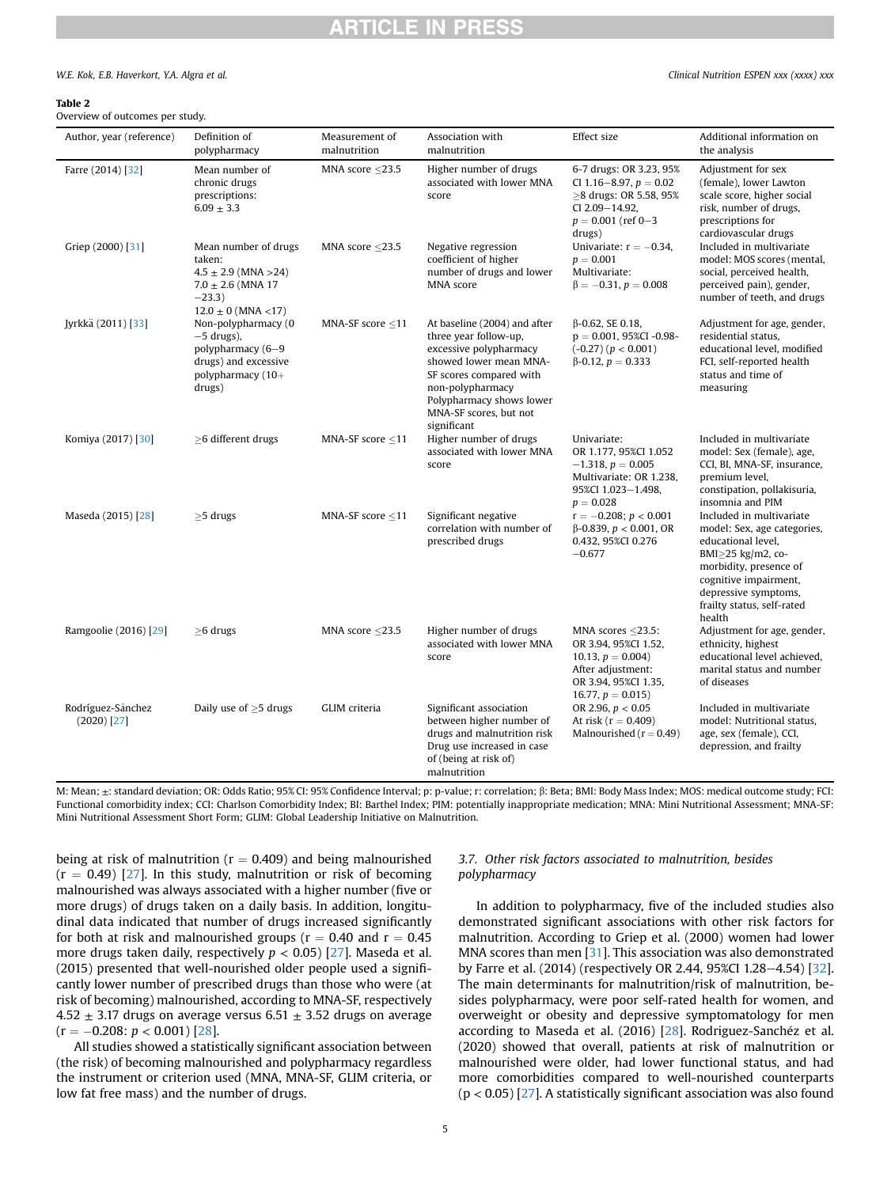**Table 2**
Overview of outcomes per study.

| Author, year (reference) | Definition of polypharmacy | Measurement of malnutrition | Association with malnutrition | Effect size | Additional information on the analysis |
|---|---|---|---|---|---|
| Farre (2014) [32] | Mean number of chronic drugs prescriptions: 6.09 ± 3.3 | MNA score ≤23.5 | Higher number of drugs associated with lower MNA score | 6-7 drugs: OR 3.23, 95% CI 1.16–8.97, $p = 0.02$ ≥8 drugs: OR 5.58, 95% CI 2.09–14.92, $p = 0.001$ (ref 0–3 drugs) | Adjustment for sex (female), lower Lawton scale score, higher social risk, number of drugs, prescriptions for cardiovascular drugs |
| Griep (2000) [31] | Mean number of drugs taken: 4.5 ± 2.9 (MNA >24) 7.0 ± 2.6 (MNA 17 −23.3) 12.0 ± 0 (MNA <17) | MNA score ≤23.5 | Negative regression coefficient of higher number of drugs and lower MNA score | Univariate: r = −0.34, $p = 0.001$ Multivariate: β = −0.31, $p = 0.008$ | Included in multivariate model: MOS scores (mental, social, perceived health, perceived pain), gender, number of teeth, and drugs |
| Jyrkkä (2011) [33] | Non-polypharmacy (0 −5 drugs), polypharmacy (6–9 drugs) and excessive polypharmacy (10+ drugs) | MNA-SF score ≤11 | At baseline (2004) and after three year follow-up, excessive polypharmacy showed lower mean MNA-SF scores compared with non-polypharmacy Polypharmacy shows lower MNA-SF scores, but not significant | β-0.62, SE 0.18, p = 0.001, 95%CI -0.98-(-0.27) ($p < 0.001$) β-0.12, $p = 0.333$ | Adjustment for age, gender, residential status, educational level, modified FCI, self-reported health status and time of measuring |
| Komiya (2017) [30] | ≥6 different drugs | MNA-SF score ≤11 | Higher number of drugs associated with lower MNA score | Univariate: OR 1.177, 95%CI 1.052 −1.318, $p = 0.005$ Multivariate: OR 1.238, 95%CI 1.023–1.498, $p = 0.028$ | Included in multivariate model: Sex (female), age, CCI, BI, MNA-SF, insurance, premium level, constipation, pollakisuria, insomnia and PIM |
| Maseda (2015) [28] | ≥5 drugs | MNA-SF score ≤11 | Significant negative correlation with number of prescribed drugs | r = −0.208; $p < 0.001$ β-0.839, $p < 0.001$, OR 0.432, 95%CI 0.276 −0.677 | Included in multivariate model: Sex, age categories, educational level, BMI≥25 kg/m2, co-morbidity, presence of cognitive impairment, depressive symptoms, frailty status, self-rated health |
| Ramgoolie (2016) [29] | ≥6 drugs | MNA score ≤23.5 | Higher number of drugs associated with lower MNA score | MNA scores ≤23.5: OR 3.94, 95%CI 1.52, 10.13, $p = 0.004$) After adjustment: OR 3.94, 95%CI 1.35, 16.77, $p = 0.015$) | Adjustment for age, gender, ethnicity, highest educational level achieved, marital status and number of diseases |
| Rodríguez-Sánchez (2020) [27] | Daily use of ≥5 drugs | GLIM criteria | Significant association between higher number of drugs and malnutrition risk Drug use increased in case of (being at risk of) malnutrition | OR 2.96, $p < 0.05$ At risk (r = 0.409) Malnourished (r = 0.49) | Included in multivariate model: Nutritional status, age, sex (female), CCI, depression, and frailty |

M: Mean; ±: standard deviation; OR: Odds Ratio; 95% CI: 95% Confidence Interval; p: p-value; r: correlation; β: Beta; BMI: Body Mass Index; MOS: medical outcome study; FCI: Functional comorbidity index; CCI: Charlson Comorbidity Index; BI: Barthel Index; PIM: potentially inappropriate medication; MNA: Mini Nutritional Assessment; MNA-SF: Mini Nutritional Assessment Short Form; GLIM: Global Leadership Initiative on Malnutrition.

being at risk of malnutrition (r = 0.409) and being malnourished (r = 0.49) [27]. In this study, malnutrition or risk of becoming malnourished was always associated with a higher number (five or more drugs) of drugs taken on a daily basis. In addition, longitudinal data indicated that number of drugs increased significantly for both at risk and malnourished groups (r = 0.40 and r = 0.45 more drugs taken daily, respectively $p < 0.05$) [27]. Maseda et al. (2015) presented that well-nourished older people used a significantly lower number of prescribed drugs than those who were (at risk of becoming) malnourished, according to MNA-SF, respectively 4.52 ± 3.17 drugs on average versus 6.51 ± 3.52 drugs on average (r = −0.208: $p < 0.001$) [28].

All studies showed a statistically significant association between (the risk) of becoming malnourished and polypharmacy regardless the instrument or criterion used (MNA, MNA-SF, GLIM criteria, or low fat free mass) and the number of drugs.

### 3.7. Other risk factors associated to malnutrition, besides polypharmacy

In addition to polypharmacy, five of the included studies also demonstrated significant associations with other risk factors for malnutrition. According to Griep et al. (2000) women had lower MNA scores than men [31]. This association was also demonstrated by Farre et al. (2014) (respectively OR 2.44, 95%CI 1.28–4.54) [32]. The main determinants for malnutrition/risk of malnutrition, besides polypharmacy, were poor self-rated health for women, and overweight or obesity and depressive symptomatology for men according to Maseda et al. (2016) [28]. Rodriguez-Sanchéz et al. (2020) showed that overall, patients at risk of malnutrition or malnourished were older, had lower functional status, and had more comorbidities compared to well-nourished counterparts ($p < 0.05$) [27]. A statistically significant association was also found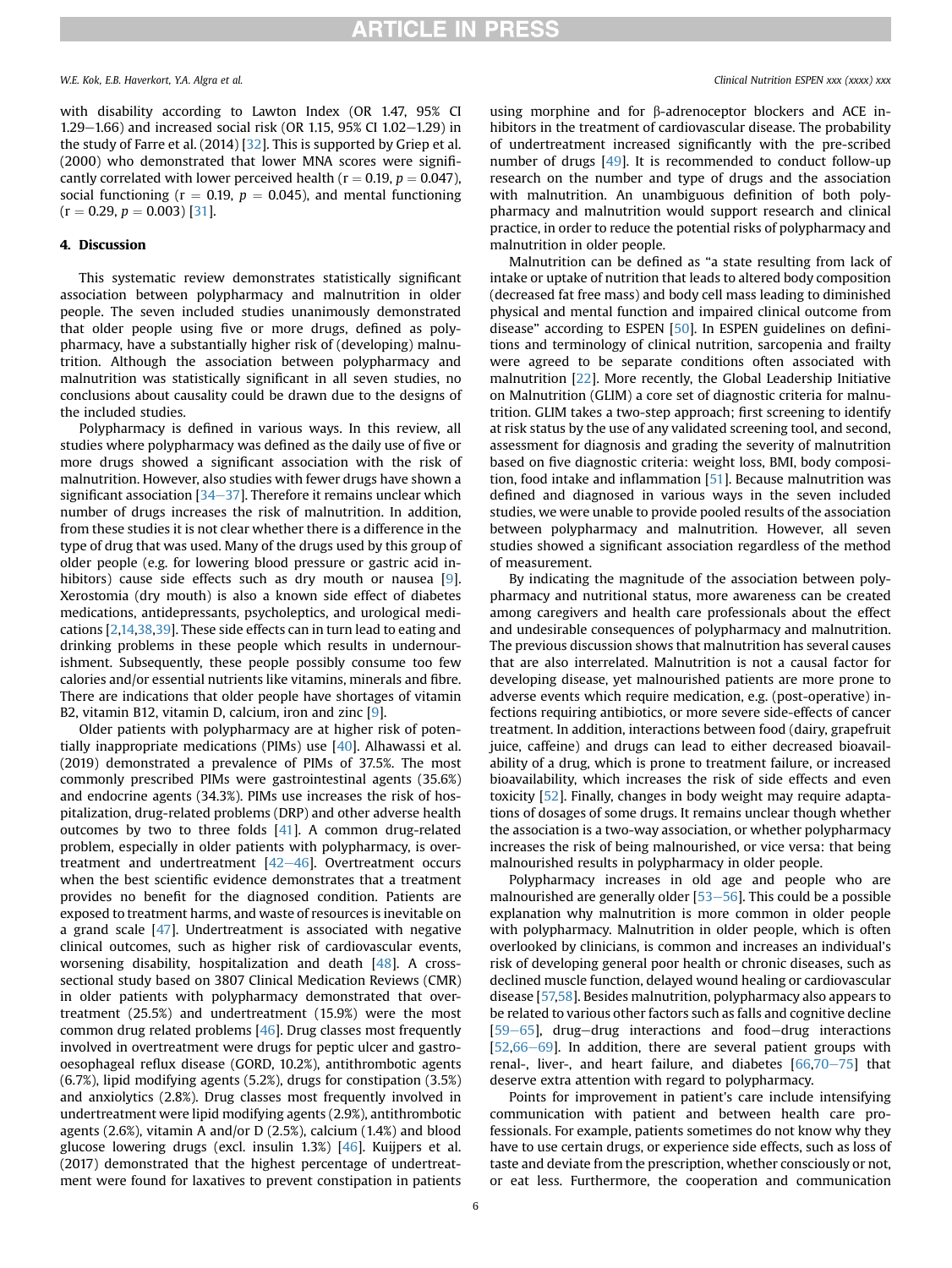with disability according to Lawton Index (OR 1.47, 95% CI 1.29–1.66) and increased social risk (OR 1.15, 95% CI 1.02–1.29) in the study of Farre et al. (2014) [32]. This is supported by Griep et al. (2000) who demonstrated that lower MNA scores were significantly correlated with lower perceived health ($r = 0.19$, $p = 0.047$), social functioning ($r = 0.19$, $p = 0.045$), and mental functioning ($r = 0.29$, $p = 0.003$) [31].

## 4. Discussion

This systematic review demonstrates statistically significant association between polypharmacy and malnutrition in older people. The seven included studies unanimously demonstrated that older people using five or more drugs, defined as polypharmacy, have a substantially higher risk of (developing) malnutrition. Although the association between polypharmacy and malnutrition was statistically significant in all seven studies, no conclusions about causality could be drawn due to the designs of the included studies.

Polypharmacy is defined in various ways. In this review, all studies where polypharmacy was defined as the daily use of five or more drugs showed a significant association with the risk of malnutrition. However, also studies with fewer drugs have shown a significant association [34–37]. Therefore it remains unclear which number of drugs increases the risk of malnutrition. In addition, from these studies it is not clear whether there is a difference in the type of drug that was used. Many of the drugs used by this group of older people (e.g. for lowering blood pressure or gastric acid inhibitors) cause side effects such as dry mouth or nausea [9]. Xerostomia (dry mouth) is also a known side effect of diabetes medications, antidepressants, psycholeptics, and urological medications [2,14,38,39]. These side effects can in turn lead to eating and drinking problems in these people which results in undernourishment. Subsequently, these people possibly consume too few calories and/or essential nutrients like vitamins, minerals and fibre. There are indications that older people have shortages of vitamin B2, vitamin B12, vitamin D, calcium, iron and zinc [9].

Older patients with polypharmacy are at higher risk of potentially inappropriate medications (PIMs) use [40]. Alhawassi et al. (2019) demonstrated a prevalence of PIMs of 37.5%. The most commonly prescribed PIMs were gastrointestinal agents (35.6%) and endocrine agents (34.3%). PIMs use increases the risk of hospitalization, drug-related problems (DRP) and other adverse health outcomes by two to three folds [41]. A common drug-related problem, especially in older patients with polypharmacy, is overtreatment and undertreatment [42–46]. Overtreatment occurs when the best scientific evidence demonstrates that a treatment provides no benefit for the diagnosed condition. Patients are exposed to treatment harms, and waste of resources is inevitable on a grand scale [47]. Undertreatment is associated with negative clinical outcomes, such as higher risk of cardiovascular events, worsening disability, hospitalization and death [48]. A cross-sectional study based on 3807 Clinical Medication Reviews (CMR) in older patients with polypharmacy demonstrated that overtreatment (25.5%) and undertreatment (15.9%) were the most common drug related problems [46]. Drug classes most frequently involved in overtreatment were drugs for peptic ulcer and gastro-oesophageal reflux disease (GORD, 10.2%), antithrombotic agents (6.7%), lipid modifying agents (5.2%), drugs for constipation (3.5%) and anxiolytics (2.8%). Drug classes most frequently involved in undertreatment were lipid modifying agents (2.9%), antithrombotic agents (2.6%), vitamin A and/or D (2.5%), calcium (1.4%) and blood glucose lowering drugs (excl. insulin 1.3%) [46]. Kuijpers et al. (2017) demonstrated that the highest percentage of undertreatment were found for laxatives to prevent constipation in patients using morphine and for β-adrenoceptor blockers and ACE inhibitors in the treatment of cardiovascular disease. The probability of undertreatment increased significantly with the pre-scribed number of drugs [49]. It is recommended to conduct follow-up research on the number and type of drugs and the association with malnutrition. An unambiguous definition of both polypharmacy and malnutrition would support research and clinical practice, in order to reduce the potential risks of polypharmacy and malnutrition in older people.

Malnutrition can be defined as "a state resulting from lack of intake or uptake of nutrition that leads to altered body composition (decreased fat free mass) and body cell mass leading to diminished physical and mental function and impaired clinical outcome from disease" according to ESPEN [50]. In ESPEN guidelines on definitions and terminology of clinical nutrition, sarcopenia and frailty were agreed to be separate conditions often associated with malnutrition [22]. More recently, the Global Leadership Initiative on Malnutrition (GLIM) a core set of diagnostic criteria for malnutrition. GLIM takes a two-step approach; first screening to identify at risk status by the use of any validated screening tool, and second, assessment for diagnosis and grading the severity of malnutrition based on five diagnostic criteria: weight loss, BMI, body composition, food intake and inflammation [51]. Because malnutrition was defined and diagnosed in various ways in the seven included studies, we were unable to provide pooled results of the association between polypharmacy and malnutrition. However, all seven studies showed a significant association regardless of the method of measurement.

By indicating the magnitude of the association between polypharmacy and nutritional status, more awareness can be created among caregivers and health care professionals about the effect and undesirable consequences of polypharmacy and malnutrition. The previous discussion shows that malnutrition has several causes that are also interrelated. Malnutrition is not a causal factor for developing disease, yet malnourished patients are more prone to adverse events which require medication, e.g. (post-operative) infections requiring antibiotics, or more severe side-effects of cancer treatment. In addition, interactions between food (dairy, grapefruit juice, caffeine) and drugs can lead to either decreased bioavailability of a drug, which is prone to treatment failure, or increased bioavailability, which increases the risk of side effects and even toxicity [52]. Finally, changes in body weight may require adaptations of dosages of some drugs. It remains unclear though whether the association is a two-way association, or whether polypharmacy increases the risk of being malnourished, or vice versa: that being malnourished results in polypharmacy in older people.

Polypharmacy increases in old age and people who are malnourished are generally older [53–56]. This could be a possible explanation why malnutrition is more common in older people with polypharmacy. Malnutrition in older people, which is often overlooked by clinicians, is common and increases an individual's risk of developing general poor health or chronic diseases, such as declined muscle function, delayed wound healing or cardiovascular disease [57,58]. Besides malnutrition, polypharmacy also appears to be related to various other factors such as falls and cognitive decline [59–65], drug–drug interactions and food–drug interactions [52,66–69]. In addition, there are several patient groups with renal-, liver-, and heart failure, and diabetes [66,70–75] that deserve extra attention with regard to polypharmacy.

Points for improvement in patient's care include intensifying communication with patient and between health care professionals. For example, patients sometimes do not know why they have to use certain drugs, or experience side effects, such as loss of taste and deviate from the prescription, whether consciously or not, or eat less. Furthermore, the cooperation and communication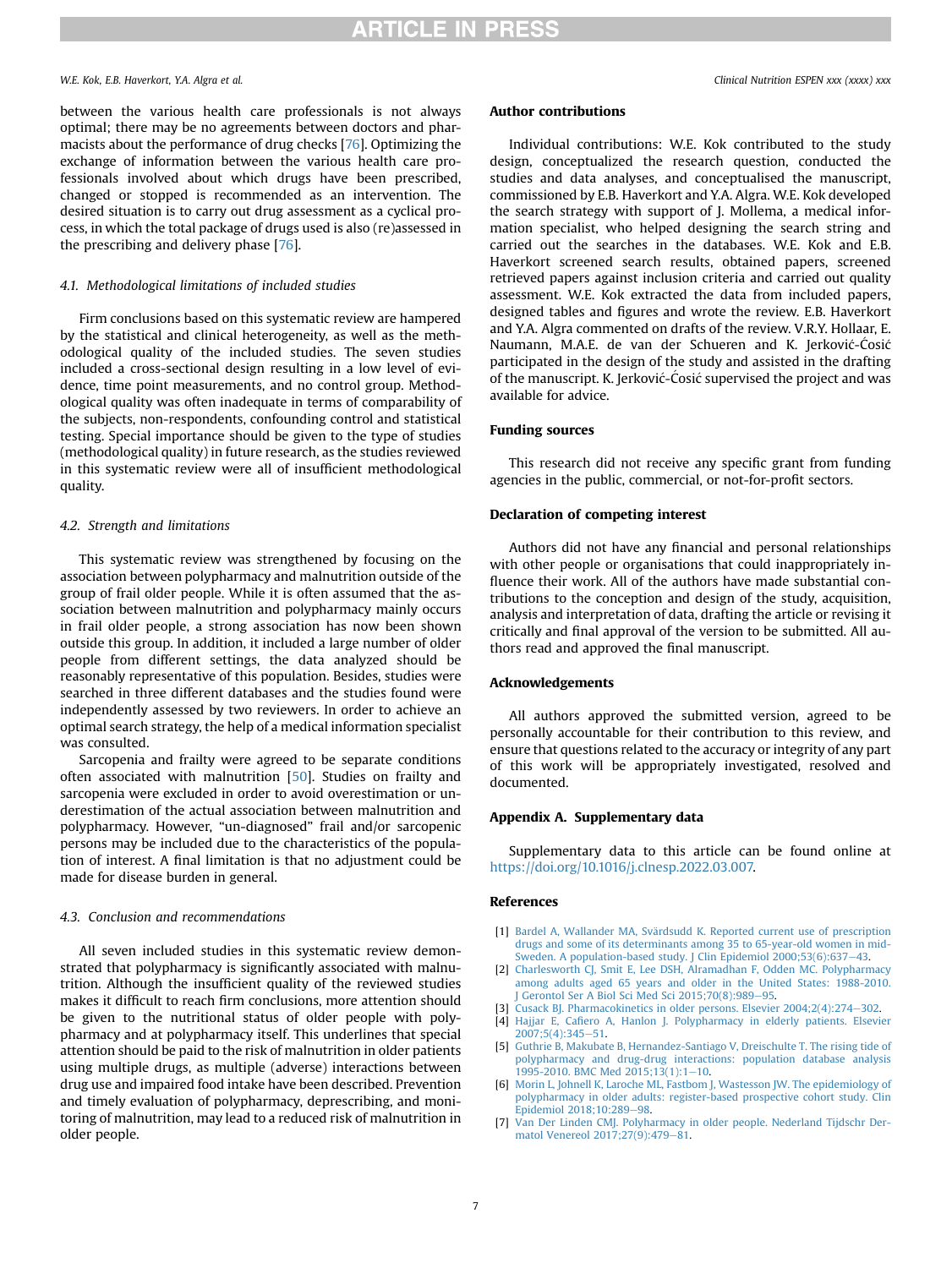between the various health care professionals is not always optimal; there may be no agreements between doctors and pharmacists about the performance of drug checks [76]. Optimizing the exchange of information between the various health care professionals involved about which drugs have been prescribed, changed or stopped is recommended as an intervention. The desired situation is to carry out drug assessment as a cyclical process, in which the total package of drugs used is also (re)assessed in the prescribing and delivery phase [76].

### 4.1. Methodological limitations of included studies

Firm conclusions based on this systematic review are hampered by the statistical and clinical heterogeneity, as well as the methodological quality of the included studies. The seven studies included a cross-sectional design resulting in a low level of evidence, time point measurements, and no control group. Methodological quality was often inadequate in terms of comparability of the subjects, non-respondents, confounding control and statistical testing. Special importance should be given to the type of studies (methodological quality) in future research, as the studies reviewed in this systematic review were all of insufficient methodological quality.

### 4.2. Strength and limitations

This systematic review was strengthened by focusing on the association between polypharmacy and malnutrition outside of the group of frail older people. While it is often assumed that the association between malnutrition and polypharmacy mainly occurs in frail older people, a strong association has now been shown outside this group. In addition, it included a large number of older people from different settings, the data analyzed should be reasonably representative of this population. Besides, studies were searched in three different databases and the studies found were independently assessed by two reviewers. In order to achieve an optimal search strategy, the help of a medical information specialist was consulted.

Sarcopenia and frailty were agreed to be separate conditions often associated with malnutrition [50]. Studies on frailty and sarcopenia were excluded in order to avoid overestimation or underestimation of the actual association between malnutrition and polypharmacy. However, "un-diagnosed" frail and/or sarcopenic persons may be included due to the characteristics of the population of interest. A final limitation is that no adjustment could be made for disease burden in general.

### 4.3. Conclusion and recommendations

All seven included studies in this systematic review demonstrated that polypharmacy is significantly associated with malnutrition. Although the insufficient quality of the reviewed studies makes it difficult to reach firm conclusions, more attention should be given to the nutritional status of older people with polypharmacy and at polypharmacy itself. This underlines that special attention should be paid to the risk of malnutrition in older patients using multiple drugs, as multiple (adverse) interactions between drug use and impaired food intake have been described. Prevention and timely evaluation of polypharmacy, deprescribing, and monitoring of malnutrition, may lead to a reduced risk of malnutrition in older people.

## Author contributions

Individual contributions: W.E. Kok contributed to the study design, conceptualized the research question, conducted the studies and data analyses, and conceptualised the manuscript, commissioned by E.B. Haverkort and Y.A. Algra. W.E. Kok developed the search strategy with support of J. Mollema, a medical information specialist, who helped designing the search string and carried out the searches in the databases. W.E. Kok and E.B. Haverkort screened search results, obtained papers, screened retrieved papers against inclusion criteria and carried out quality assessment. W.E. Kok extracted the data from included papers, designed tables and figures and wrote the review. E.B. Haverkort and Y.A. Algra commented on drafts of the review. V.R.Y. Hollaar, E. Naumann, M.A.E. de van der Schueren and K. Jerković-Ćosić participated in the design of the study and assisted in the drafting of the manuscript. K. Jerković-Ćosić supervised the project and was available for advice.

## Funding sources

This research did not receive any specific grant from funding agencies in the public, commercial, or not-for-profit sectors.

## Declaration of competing interest

Authors did not have any financial and personal relationships with other people or organisations that could inappropriately influence their work. All of the authors have made substantial contributions to the conception and design of the study, acquisition, analysis and interpretation of data, drafting the article or revising it critically and final approval of the version to be submitted. All authors read and approved the final manuscript.

## Acknowledgements

All authors approved the submitted version, agreed to be personally accountable for their contribution to this review, and ensure that questions related to the accuracy or integrity of any part of this work will be appropriately investigated, resolved and documented.

## Appendix A. Supplementary data

Supplementary data to this article can be found online at https://doi.org/10.1016/j.clnesp.2022.03.007.

## References

[1] Bardel A, Wallander MA, Svärdsudd K. Reported current use of prescription drugs and some of its determinants among 35 to 65-year-old women in mid-Sweden. A population-based study. J Clin Epidemiol 2000;53(6):637–43.

[2] Charlesworth CJ, Smit E, Lee DSH, Alramadhan F, Odden MC. Polypharmacy among adults aged 65 years and older in the United States: 1988-2010. J Gerontol Ser A Biol Sci Med Sci 2015;70(8):989–95.

[3] Cusack BJ. Pharmacokinetics in older persons. Elsevier 2004;2(4):274–302.

[4] Hajjar E, Cafiero A, Hanlon J. Polypharmacy in elderly patients. Elsevier 2007;5(4):345–51.

[5] Guthrie B, Makubate B, Hernandez-Santiago V, Dreischulte T. The rising tide of polypharmacy and drug-drug interactions: population database analysis 1995-2010. BMC Med 2015;13(1):1–10.

[6] Morin L, Johnell K, Laroche ML, Fastbom J, Wastesson JW. The epidemiology of polypharmacy in older adults: register-based prospective cohort study. Clin Epidemiol 2018;10:289–98.

[7] Van Der Linden CMJ. Polyharmacy in older people. Nederland Tijdschr Dermatol Venereol 2017;27(9):479–81.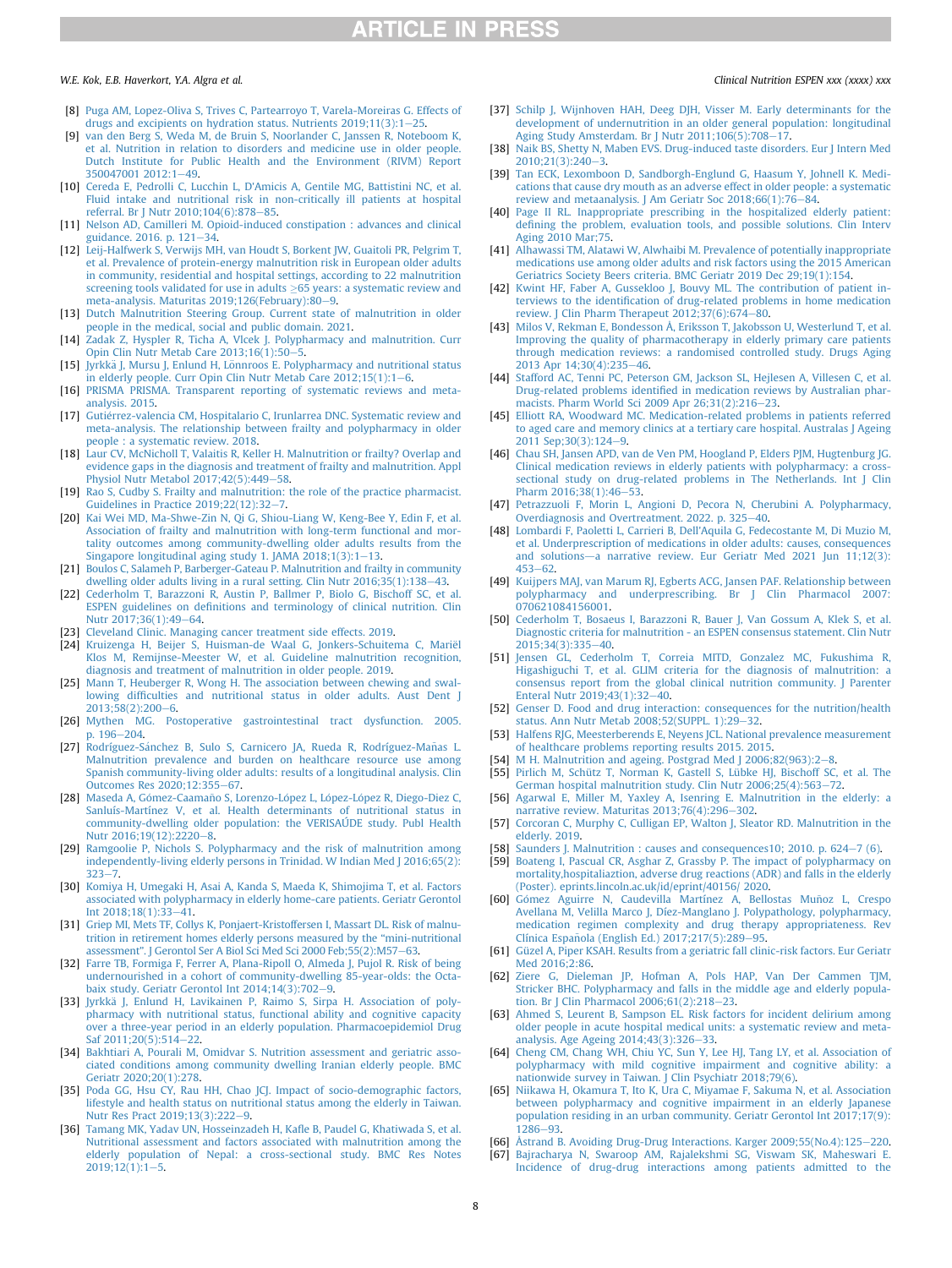[8] Puga AM, Lopez-Oliva S, Trives C, Partearroyo T, Varela-Moreiras G. Effects of drugs and excipients on hydration status. Nutrients 2019;11(3):1–25.

[9] van den Berg S, Weda M, de Bruin S, Noorlander C, Janssen R, Noteboom K, et al. Nutrition in relation to disorders and medicine use in older people. Dutch Institute for Public Health and the Environment (RIVM) Report 350047001 2012:1–49.

[10] Cereda E, Pedrolli C, Lucchin L, D'Amicis A, Gentile MG, Battistini NC, et al. Fluid intake and nutritional risk in non-critically ill patients at hospital referral. Br J Nutr 2010;104(6):878–85.

[11] Nelson AD, Camilleri M. Opioid-induced constipation : advances and clinical guidance. 2016. p. 121–34.

[12] Leij-Halfwerk S, Verwijs MH, van Houdt S, Borkent JW, Guaitoli PR, Pelgrim T, et al. Prevalence of protein-energy malnutrition risk in European older adults in community, residential and hospital settings, according to 22 malnutrition screening tools validated for use in adults ≥65 years: a systematic review and meta-analysis. Maturitas 2019;126(February):80–9.

[13] Dutch Malnutrition Steering Group. Current state of malnutrition in older people in the medical, social and public domain. 2021.

[14] Zadak Z, Hyspler R, Ticha A, Vlcek J. Polypharmacy and malnutrition. Curr Opin Clin Nutr Metab Care 2013;16(1):50–5.

[15] Jyrkkä J, Mursu J, Enlund H, Lönnroos E. Polypharmacy and nutritional status in elderly people. Curr Opin Clin Nutr Metab Care 2012;15(1):1–6.

[16] PRISMA PRISMA. Transparent reporting of systematic reviews and meta-analysis. 2015.

[17] Gutiérrez-valencia CM, Hospitalario C, Irunlarrea DNC. Systematic review and meta-analysis. The relationship between frailty and polypharmacy in older people : a systematic review. 2018.

[18] Laur CV, McNicholl T, Valaitis R, Keller H. Malnutrition or frailty? Overlap and evidence gaps in the diagnosis and treatment of frailty and malnutrition. Appl Physiol Nutr Metabol 2017;42(5):449–58.

[19] Rao S, Cudby S. Frailty and malnutrition: the role of the practice pharmacist. Guidelines in Practice 2019;22(12):32–7.

[20] Kai Wei MD, Ma-Shwe-Zin N, Qi G, Shiou-Liang W, Keng-Bee Y, Edin F, et al. Association of frailty and malnutrition with long-term functional and mortality outcomes among community-dwelling older adults results from the Singapore longitudinal aging study 1. JAMA 2018;1(3):1–13.

[21] Boulos C, Salameh P, Barberger-Gateau P. Malnutrition and frailty in community dwelling older adults living in a rural setting. Clin Nutr 2016;35(1):138–43.

[22] Cederholm T, Barazzoni R, Austin P, Ballmer P, Biolo G, Bischoff SC, et al. ESPEN guidelines on definitions and terminology of clinical nutrition. Clin Nutr 2017;36(1):49–64.

[23] Cleveland Clinic. Managing cancer treatment side effects. 2019.

[24] Kruizenga H, Beijer S, Huisman-de Waal G, Jonkers-Schuitema C, Mariël Klos M, Remijnse-Meester W, et al. Guideline malnutrition recognition, diagnosis and treatment of malnutrition in older people. 2019.

[25] Mann T, Heuberger R, Wong H. The association between chewing and swallowing difficulties and nutritional status in older adults. Aust Dent J 2013;58(2):200–6.

[26] Mythen MG. Postoperative gastrointestinal tract dysfunction. 2005. p. 196–204.

[27] Rodríguez-Sánchez B, Sulo S, Carnicero JA, Rueda R, Rodríguez-Mañas L. Malnutrition prevalence and burden on healthcare resource use among Spanish community-living older adults: results of a longitudinal analysis. Clin Outcomes Res 2020;12:355–67.

[28] Maseda A, Gómez-Caamaño S, Lorenzo-López L, López-López R, Diego-Diez C, Sanluís-Martínez V, et al. Health determinants of nutritional status in community-dwelling older population: the VERISAÚDE study. Publ Health Nutr 2016;19(12):2220–8.

[29] Ramgoolie P, Nichols S. Polypharmacy and the risk of malnutrition among independently-living elderly persons in Trinidad. W Indian Med J 2016;65(2):323–7.

[30] Komiya H, Umegaki H, Asai A, Kanda S, Maeda K, Shimojima T, et al. Factors associated with polypharmacy in elderly home-care patients. Geriatr Gerontol Int 2018;18(1):33–41.

[31] Griep MI, Mets TF, Collys K, Ponjaert-Kristoffersen I, Massart DL. Risk of malnutrition in retirement homes elderly persons measured by the "mini-nutritional assessment". J Gerontol Ser A Biol Sci Med Sci 2000 Feb;55(2):M57–63.

[32] Farre TB, Formiga F, Ferrer A, Plana-Ripoll O, Almeda J, Pujol R. Risk of being undernourished in a cohort of community-dwelling 85-year-olds: the Octabaix study. Geriatr Gerontol Int 2014;14(3):702–9.

[33] Jyrkkä J, Enlund H, Lavikainen P, Raimo S, Sirpa H. Association of polypharmacy with nutritional status, functional ability and cognitive capacity over a three-year period in an elderly population. Pharmacoepidemiol Drug Saf 2011;20(5):514–22.

[34] Bakhtiari A, Pourali M, Omidvar S. Nutrition assessment and geriatric associated conditions among community dwelling Iranian elderly people. BMC Geriatr 2020;20(1):278.

[35] Poda GG, Hsu CY, Rau HH, Chao JCJ. Impact of socio-demographic factors, lifestyle and health status on nutritional status among the elderly in Taiwan. Nutr Res Pract 2019;13(3):222–9.

[36] Tamang MK, Yadav UN, Hosseinzadeh H, Kafle B, Paudel G, Khatiwada S, et al. Nutritional assessment and factors associated with malnutrition among the elderly population of Nepal: a cross-sectional study. BMC Res Notes 2019;12(1):1–5.

[37] Schilp J, Wijnhoven HAH, Deeg DJH, Visser M. Early determinants for the development of undernutrition in an older general population: longitudinal Aging Study Amsterdam. Br J Nutr 2011;106(5):708–17.

[38] Naik BS, Shetty N, Maben EVS. Drug-induced taste disorders. Eur J Intern Med 2010;21(3):240–3.

[39] Tan ECK, Lexomboon D, Sandborgh-Englund G, Haasum Y, Johnell K. Medications that cause dry mouth as an adverse effect in older people: a systematic review and metaanalysis. J Am Geriatr Soc 2018;66(1):76–84.

[40] Page II RL. Inappropriate prescribing in the hospitalized elderly patient: defining the problem, evaluation tools, and possible solutions. Clin Interv Aging 2010 Mar;75.

[41] Alhawassi TM, Alatawi W, Alwhaibi M. Prevalence of potentially inappropriate medications use among older adults and risk factors using the 2015 American Geriatrics Society Beers criteria. BMC Geriatr 2019 Dec 29;19(1):154.

[42] Kwint HF, Faber A, Gussekloo J, Bouvy ML. The contribution of patient interviews to the identification of drug-related problems in home medication review. J Clin Pharm Therapeut 2012;37(6):674–80.

[43] Milos V, Rekman E, Bondesson Å, Eriksson T, Jakobsson U, Westerlund T, et al. Improving the quality of pharmacotherapy in elderly primary care patients through medication reviews: a randomised controlled study. Drugs Aging 2013 Apr 14;30(4):235–46.

[44] Stafford AC, Tenni PC, Peterson GM, Jackson SL, Hejlesen A, Villesen C, et al. Drug-related problems identified in medication reviews by Australian pharmacists. Pharm World Sci 2009 Apr 26;31(2):216–23.

[45] Elliott RA, Woodward MC. Medication-related problems in patients referred to aged care and memory clinics at a tertiary care hospital. Australas J Ageing 2011 Sep;30(3):124–9.

[46] Chau SH, Jansen APD, van de Ven PM, Hoogland P, Elders PJM, Hugtenburg JG. Clinical medication reviews in elderly patients with polypharmacy: a cross-sectional study on drug-related problems in The Netherlands. Int J Clin Pharm 2016;38(1):46–53.

[47] Petrazzuoli F, Morin L, Angioni D, Pecora N, Cherubini A. Polypharmacy, Overdiagnosis and Overtreatment. 2022. p. 325–40.

[48] Lombardi F, Paoletti L, Carrieri B, Dell'Aquila G, Fedecostante M, Di Muzio M, et al. Underprescription of medications in older adults: causes, consequences and solutions—a narrative review. Eur Geriatr Med 2021 Jun 11;12(3):453–62.

[49] Kuijpers MAJ, van Marum RJ, Egberts ACG, Jansen PAF. Relationship between polypharmacy and underprescribing. Br J Clin Pharmacol 2007:070621084156001.

[50] Cederholm T, Bosaeus I, Barazzoni R, Bauer J, Van Gossum A, Klek S, et al. Diagnostic criteria for malnutrition - an ESPEN consensus statement. Clin Nutr 2015;34(3):335–40.

[51] Jensen GL, Cederholm T, Correia MITD, Gonzalez MC, Fukushima R, Higashiguchi T, et al. GLIM criteria for the diagnosis of malnutrition: a consensus report from the global clinical nutrition community. J Parenter Enteral Nutr 2019;43(1):32–40.

[52] Genser D. Food and drug interaction: consequences for the nutrition/health status. Ann Nutr Metab 2008;52(SUPPL. 1):29–32.

[53] Halfens RJG, Meesterberends E, Neyens JCL. National prevalence measurement of healthcare problems reporting results 2015. 2015.

[54] M H. Malnutrition and ageing. Postgrad Med J 2006;82(963):2–8.

[55] Pirlich M, Schütz T, Norman K, Gastell S, Lübke HJ, Bischoff SC, et al. The German hospital malnutrition study. Clin Nutr 2006;25(4):563–72.

[56] Agarwal E, Miller M, Yaxley A, Isenring E. Malnutrition in the elderly: a narrative review. Maturitas 2013;76(4):296–302.

[57] Corcoran C, Murphy C, Culligan EP, Walton J, Sleator RD. Malnutrition in the elderly. 2019.

[58] Saunders J. Malnutrition : causes and consequences10; 2010. p. 624–7 (6).

[59] Boateng I, Pascual CR, Asghar Z, Grassby P. The impact of polypharmacy on mortality,hospitaliaztion, adverse drug reactions (ADR) and falls in the elderly (Poster). eprints.lincoln.ac.uk/id/eprint/40156/ 2020.

[60] Gómez Aguirre N, Caudevilla Martínez A, Bellostas Muñoz L, Crespo Avellana M, Velilla Marco J, Díez-Manglano J. Polypathology, polypharmacy, medication regimen complexity and drug therapy appropriateness. Rev Clínica Española (English Ed.) 2017;217(5):289–95.

[61] Güzel A, Piper KSAH. Results from a geriatric fall clinic-risk factors. Eur Geriatr Med 2016;2:86.

[62] Ziere G, Dieleman JP, Hofman A, Pols HAP, Van Der Cammen TJM, Stricker BHC. Polypharmacy and falls in the middle age and elderly population. Br J Clin Pharmacol 2006;61(2):218–23.

[63] Ahmed S, Leurent B, Sampson EL. Risk factors for incident delirium among older people in acute hospital medical units: a systematic review and meta-analysis. Age Ageing 2014;43(3):326–33.

[64] Cheng CM, Chang WH, Chiu YC, Sun Y, Lee HJ, Tang LY, et al. Association of polypharmacy with mild cognitive impairment and cognitive ability: a nationwide survey in Taiwan. J Clin Psychiatr 2018;79(6).

[65] Niikawa H, Okamura T, Ito K, Ura C, Miyamae F, Sakuma N, et al. Association between polypharmacy and cognitive impairment in an elderly Japanese population residing in an urban community. Geriatr Gerontol Int 2017;17(9):1286–93.

[66] Åstrand B. Avoiding Drug-Drug Interactions. Karger 2009;55(No.4):125–220.

[67] Bajracharya N, Swaroop AM, Rajalekshmi SG, Viswam SK, Maheswari E. Incidence of drug-drug interactions among patients admitted to the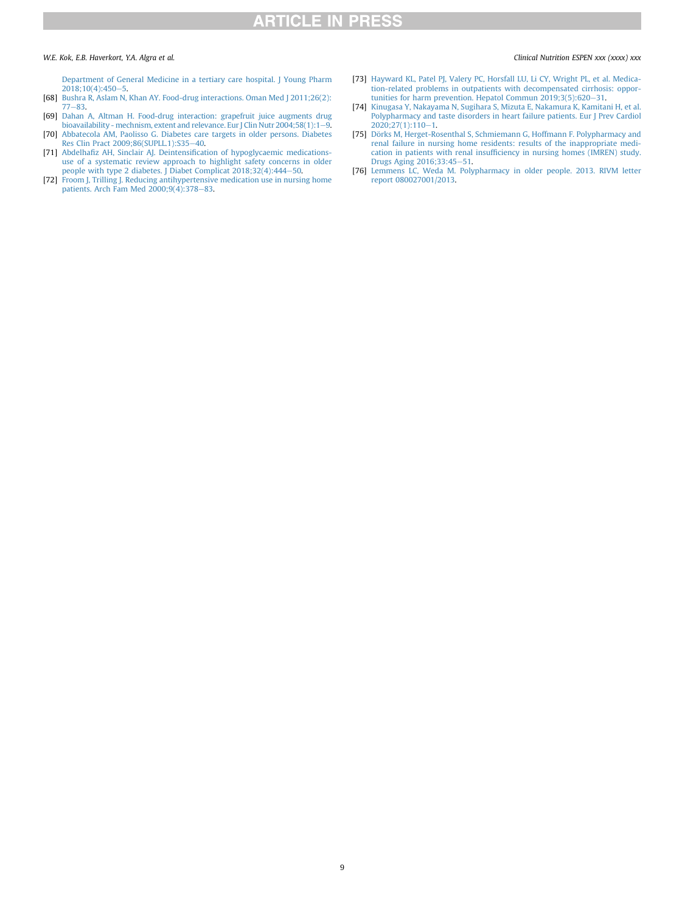Department of General Medicine in a tertiary care hospital. J Young Pharm 2018;10(4):450–5.

[68] Bushra R, Aslam N, Khan AY. Food-drug interactions. Oman Med J 2011;26(2): 77–83.

[69] Dahan A, Altman H. Food-drug interaction: grapefruit juice augments drug bioavailability - mechnism, extent and relevance. Eur J Clin Nutr 2004;58(1):1–9.

[70] Abbatecola AM, Paolisso G. Diabetes care targets in older persons. Diabetes Res Clin Pract 2009;86(SUPLL.1):S35–40.

[71] Abdelhafiz AH, Sinclair AJ. Deintensification of hypoglycaemic medications-use of a systematic review approach to highlight safety concerns in older people with type 2 diabetes. J Diabet Complicat 2018;32(4):444–50.

[72] Froom J, Trilling J. Reducing antihypertensive medication use in nursing home patients. Arch Fam Med 2000;9(4):378–83.

[73] Hayward KL, Patel PJ, Valery PC, Horsfall LU, Li CY, Wright PL, et al. Medication-related problems in outpatients with decompensated cirrhosis: opportunities for harm prevention. Hepatol Commun 2019;3(5):620–31.

[74] Kinugasa Y, Nakayama N, Sugihara S, Mizuta E, Nakamura K, Kamitani H, et al. Polypharmacy and taste disorders in heart failure patients. Eur J Prev Cardiol 2020;27(1):110–1.

[75] Dörks M, Herget-Rosenthal S, Schmiemann G, Hoffmann F. Polypharmacy and renal failure in nursing home residents: results of the inappropriate medication in patients with renal insufficiency in nursing homes (IMREN) study. Drugs Aging 2016;33:45–51.

[76] Lemmens LC, Weda M. Polypharmacy in older people. 2013. RIVM letter report 080027001/2013.